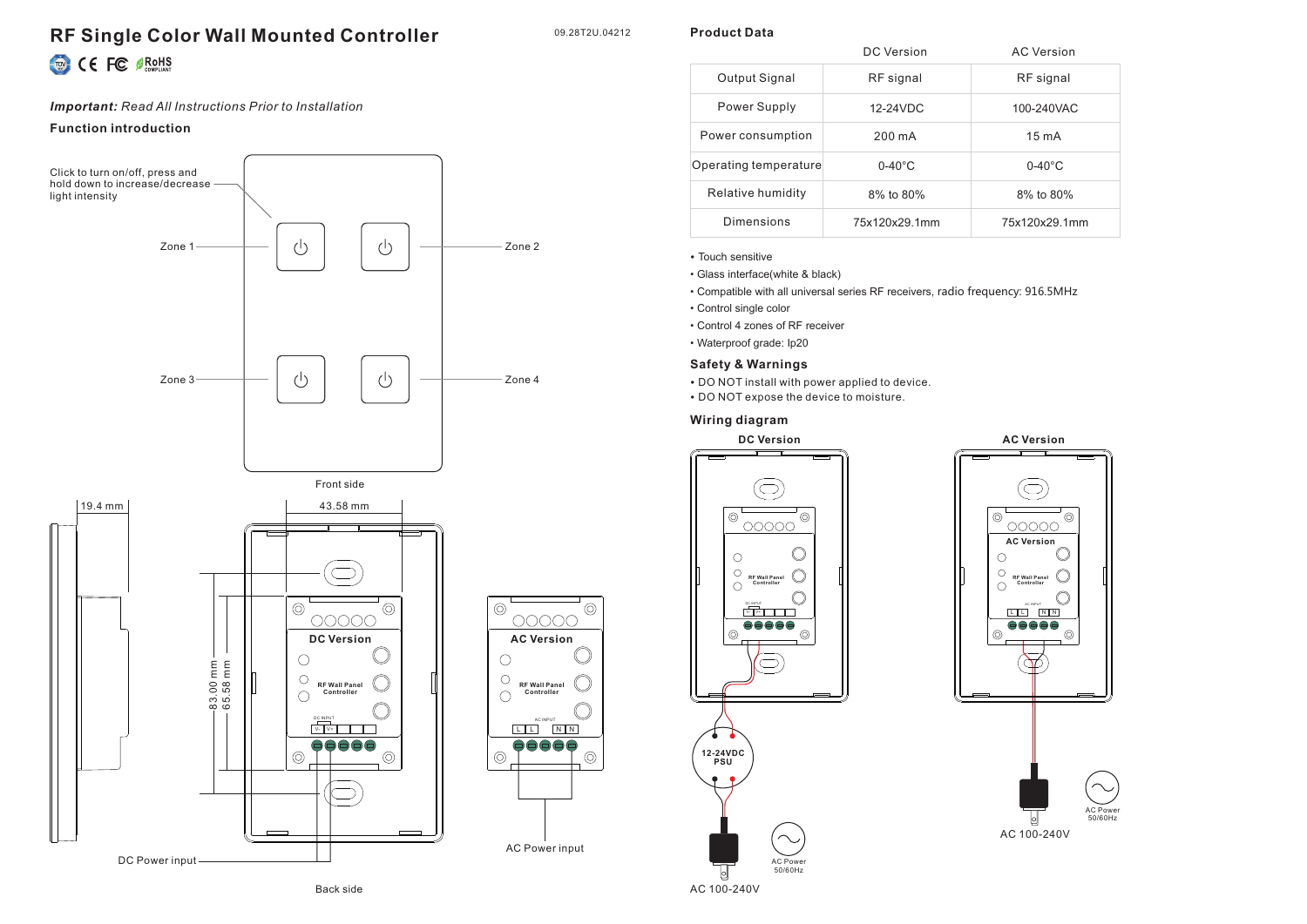# RF Single Color Wall Mounted Controller

09.28T2U.04212

***Important:*** *Read All Instructions Prior to Installation*

**Function introduction**

Click to turn on/off, press and hold down to increase/decrease light intensity

Zone 1

Zone 2

Zone 3

Zone 4

Front side

19.4 mm

43.58 mm

83.00 mm

65.58 mm

DC Version

RF Wall Panel Controller

AC Version

RF Wall Panel Controller

DC Power input

AC Power input

Back side

## Product Data

| | DC Version | AC Version |
|---|---|---|
| Output Signal | RF signal | RF signal |
| Power Supply | 12-24VDC | 100-240VAC |
| Power consumption | 200 mA | 15 mA |
| Operating temperature | 0-40°C | 0-40°C |
| Relative humidity | 8% to 80% | 8% to 80% |
| Dimensions | 75x120x29.1mm | 75x120x29.1mm |

- Touch sensitive
- Glass interface(white & black)
- Compatible with all universal series RF receivers, radio frequency: 916.5MHz
- Control single color
- Control 4 zones of RF receiver
- Waterproof grade: Ip20

## Safety & Warnings

- DO NOT install with power applied to device.
- DO NOT expose the device to moisture.

## Wiring diagram

**DC Version**

RF Wall Panel Controller

12-24VDC PSU

AC Power 50/60Hz

AC 100-240V

**AC Version**

RF Wall Panel Controller

AC Power 50/60Hz

AC 100-240V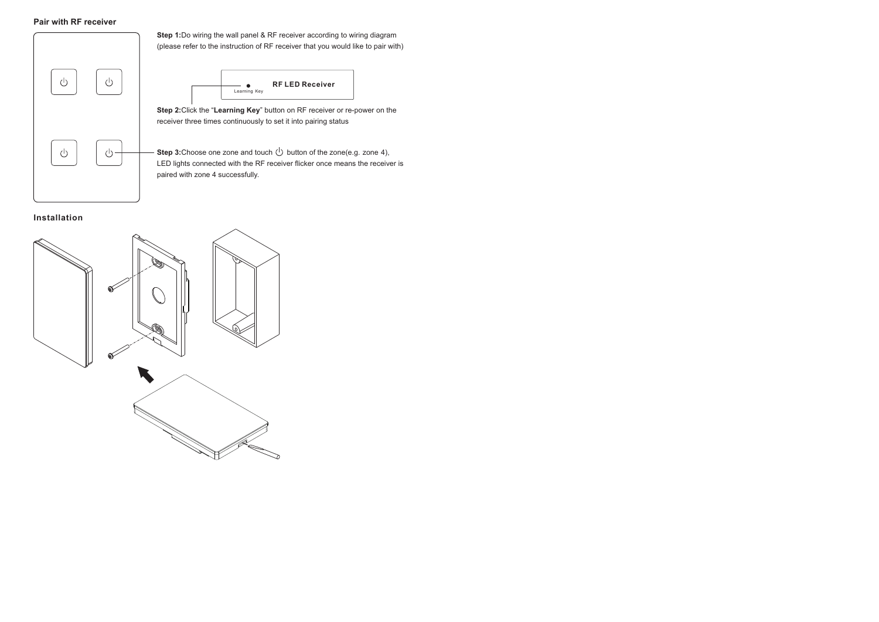## Pair with RF receiver

**Step 1:** Do wiring the wall panel & RF receiver according to wiring diagram (please refer to the instruction of RF receiver that you would like to pair with)

RF LED Receiver

Learning Key

**Step 2:** Click the "**Learning Key**" button on RF receiver or re-power on the receiver three times continuously to set it into pairing status

**Step 3:** Choose one zone and touch ⏻ button of the zone(e.g. zone 4), LED lights connected with the RF receiver flicker once means the receiver is paired with zone 4 successfully.

## Installation